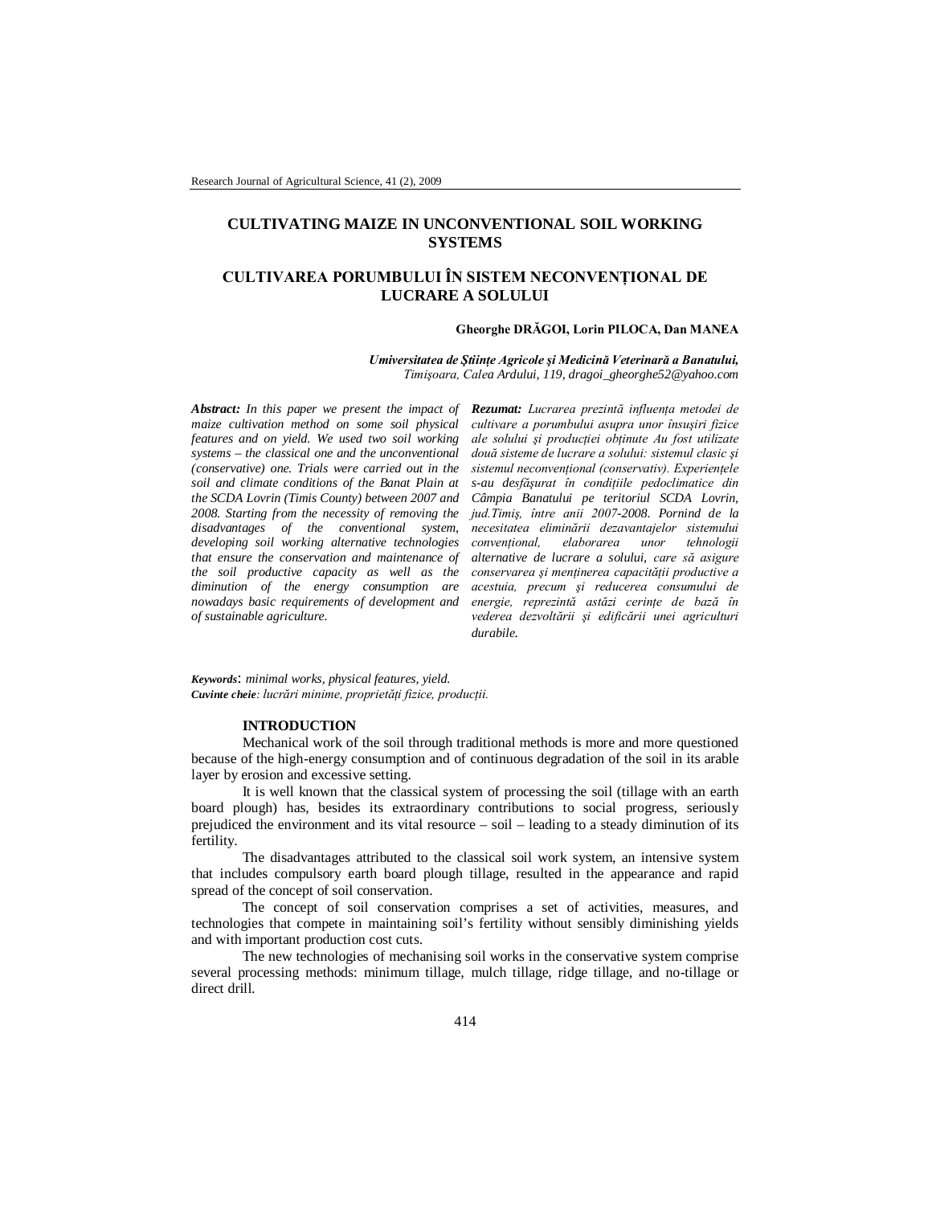# CULTIVATING MAIZE IN UNCONVENTIONAL SOIL WORKING SYSTEMS

# CULTIVAREA PORUMBULUI ÎN SISTEM NECONVENȚIONAL DE LUCRARE A SOLULUI

**Gheorghe DRĂGOI, Lorin PILOCA, Dan MANEA**

***Umiversitatea de Ştiinţe Agricole şi Medicină Veterinară a Banatului,***
*Timişoara, Calea Ardului, 119, dragoi_gheorghe52@yahoo.com*

***Abstract:*** *In this paper we present the impact of maize cultivation method on some soil physical features and on yield. We used two soil working systems – the classical one and the unconventional (conservative) one. Trials were carried out in the soil and climate conditions of the Banat Plain at the SCDA Lovrin (Timis County) between 2007 and 2008. Starting from the necessity of removing the disadvantages of the conventional system, developing soil working alternative technologies that ensure the conservation and maintenance of the soil productive capacity as well as the diminution of the energy consumption are nowadays basic requirements of development and of sustainable agriculture.*

***Rezumat:*** *Lucrarea prezintă influența metodei de cultivare a porumbului asupra unor însușiri fizice ale solului și producției obținute Au fost utilizate două sisteme de lucrare a solului: sistemul clasic și sistemul neconvențional (conservativ). Experiențele s-au desfășurat în condițiile pedoclimatice din Câmpia Banatului pe teritoriul SCDA Lovrin, jud.Timiș, între anii 2007-2008. Pornind de la necesitatea eliminării dezavantajelor sistemului convențional, elaborarea unor tehnologii alternative de lucrare a solului, care să asigure conservarea și menținerea capacității productive a acestuia, precum și reducerea consumului de energie, reprezintă astăzi cerințe de bază în vederea dezvoltării și edificării unei agriculturi durabile.*

***Keywords***: *minimal works, physical features, yield.*
***Cuvinte cheie****: lucrări minime, proprietăți fizice, producții.*

## INTRODUCTION

Mechanical work of the soil through traditional methods is more and more questioned because of the high-energy consumption and of continuous degradation of the soil in its arable layer by erosion and excessive setting.

It is well known that the classical system of processing the soil (tillage with an earth board plough) has, besides its extraordinary contributions to social progress, seriously prejudiced the environment and its vital resource – soil – leading to a steady diminution of its fertility.

The disadvantages attributed to the classical soil work system, an intensive system that includes compulsory earth board plough tillage, resulted in the appearance and rapid spread of the concept of soil conservation.

The concept of soil conservation comprises a set of activities, measures, and technologies that compete in maintaining soil's fertility without sensibly diminishing yields and with important production cost cuts.

The new technologies of mechanising soil works in the conservative system comprise several processing methods: minimum tillage, mulch tillage, ridge tillage, and no-tillage or direct drill.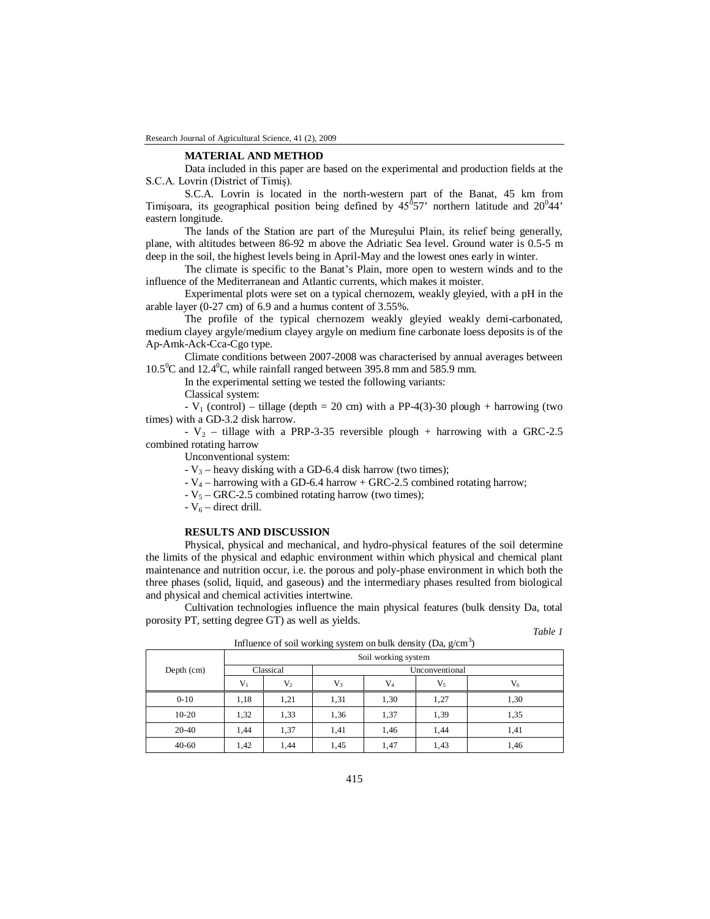## MATERIAL AND METHOD

Data included in this paper are based on the experimental and production fields at the S.C.A. Lovrin (District of Timiş).

S.C.A. Lovrin is located in the north-western part of the Banat, 45 km from Timişoara, its geographical position being defined by $45^0 57'$ northern latitude and $20^0 44'$ eastern longitude.

The lands of the Station are part of the Mureșului Plain, its relief being generally, plane, with altitudes between 86-92 m above the Adriatic Sea level. Ground water is 0.5-5 m deep in the soil, the highest levels being in April-May and the lowest ones early in winter.

The climate is specific to the Banat's Plain, more open to western winds and to the influence of the Mediterranean and Atlantic currents, which makes it moister.

Experimental plots were set on a typical chernozem, weakly gleyied, with a pH in the arable layer (0-27 cm) of 6.9 and a humus content of 3.55%.

The profile of the typical chernozem weakly gleyied weakly demi-carbonated, medium clayey argyle/medium clayey argyle on medium fine carbonate loess deposits is of the Ap-Amk-Ack-Cca-Cgo type.

Climate conditions between 2007-2008 was characterised by annual averages between $10.5^0$C and $12.4^0$C, while rainfall ranged between 395.8 mm and 585.9 mm.

In the experimental setting we tested the following variants:

Classical system:

- $V_1$ (control) – tillage (depth = 20 cm) with a PP-4(3)-30 plough + harrowing (two times) with a GD-3.2 disk harrow.

- $V_2$ – tillage with a PRP-3-35 reversible plough + harrowing with a GRC-2.5 combined rotating harrow

Unconventional system:

- $V_3$ – heavy disking with a GD-6.4 disk harrow (two times);
- $V_4$ – harrowing with a GD-6.4 harrow + GRC-2.5 combined rotating harrow;
- $V_5$ – GRC-2.5 combined rotating harrow (two times);
- $V_6$ – direct drill.

## RESULTS AND DISCUSSION

Physical, physical and mechanical, and hydro-physical features of the soil determine the limits of the physical and edaphic environment within which physical and chemical plant maintenance and nutrition occur, i.e. the porous and poly-phase environment in which both the three phases (solid, liquid, and gaseous) and the intermediary phases resulted from biological and physical and chemical activities intertwine.

Cultivation technologies influence the main physical features (bulk density Da, total porosity PT, setting degree GT) as well as yields.

*Table 1*

Influence of soil working system on bulk density (Da, g/cm$^3$)

| Depth (cm) | Soil working system | | | | | |
|---|---|---|---|---|---|---|
| | Classical | | Unconventional | | | |
| | $V_1$ | $V_2$ | $V_3$ | $V_4$ | $V_5$ | $V_6$ |
| 0-10 | 1,18 | 1,21 | 1,31 | 1,30 | 1,27 | 1,30 |
| 10-20 | 1,32 | 1,33 | 1,36 | 1,37 | 1,39 | 1,35 |
| 20-40 | 1,44 | 1,37 | 1,41 | 1,46 | 1,44 | 1,41 |
| 40-60 | 1,42 | 1,44 | 1,45 | 1,47 | 1,43 | 1,46 |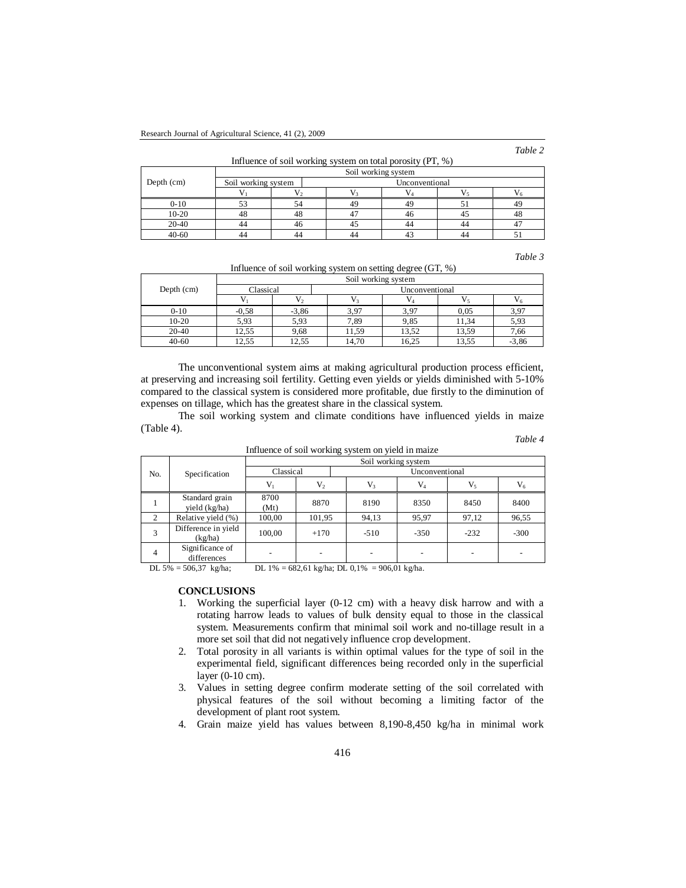*Table 2*

Influence of soil working system on total porosity (PT, %)

| Depth (cm) | Soil working system | | | | | |
|---|---|---|---|---|---|---|
| | Soil working system | | Unconventional | | | |
| | $V_1$ | $V_2$ | $V_3$ | $V_4$ | $V_5$ | $V_6$ |
| 0-10 | 53 | 54 | 49 | 49 | 51 | 49 |
| 10-20 | 48 | 48 | 47 | 46 | 45 | 48 |
| 20-40 | 44 | 46 | 45 | 44 | 44 | 47 |
| 40-60 | 44 | 44 | 44 | 43 | 44 | 51 |

*Table 3*

Influence of soil working system on setting degree (GT, %)

| Depth (cm) | Soil working system | | | | | |
|---|---|---|---|---|---|---|
| | Classical | | Unconventional | | | |
| | $V_1$ | $V_2$ | $V_3$ | $V_4$ | $V_5$ | $V_6$ |
| 0-10 | -0,58 | -3,86 | 3,97 | 3,97 | 0,05 | 3,97 |
| 10-20 | 5,93 | 5,93 | 7,89 | 9,85 | 11,34 | 5,93 |
| 20-40 | 12,55 | 9,68 | 11,59 | 13,52 | 13,59 | 7,66 |
| 40-60 | 12,55 | 12,55 | 14,70 | 16,25 | 13,55 | -3,86 |

The unconventional system aims at making agricultural production process efficient, at preserving and increasing soil fertility. Getting even yields or yields diminished with 5-10% compared to the classical system is considered more profitable, due firstly to the diminution of expenses on tillage, which has the greatest share in the classical system.

The soil working system and climate conditions have influenced yields in maize (Table 4).

*Table 4*

Influence of soil working system on yield in maize

| No. | Specification | Soil working system | | | | | |
|---|---|---|---|---|---|---|---|
| | | Classical | | Unconventional | | | |
| | | $V_1$ | $V_2$ | $V_3$ | $V_4$ | $V_5$ | $V_6$ |
| 1 | Standard grain yield (kg/ha) | 8700 (Mt) | 8870 | 8190 | 8350 | 8450 | 8400 |
| 2 | Relative yield (%) | 100,00 | 101,95 | 94,13 | 95,97 | 97,12 | 96,55 |
| 3 | Difference in yield (kg/ha) | 100,00 | +170 | -510 | -350 | -232 | -300 |
| 4 | Significance of differences | - | - | - | - | - | - |

DL 5% = 506,37 kg/ha; DL 1% = 682,61 kg/ha; DL 0,1% = 906,01 kg/ha.

## CONCLUSIONS

1. Working the superficial layer (0-12 cm) with a heavy disk harrow and with a rotating harrow leads to values of bulk density equal to those in the classical system. Measurements confirm that minimal soil work and no-tillage result in a more set soil that did not negatively influence crop development.
2. Total porosity in all variants is within optimal values for the type of soil in the experimental field, significant differences being recorded only in the superficial layer (0-10 cm).
3. Values in setting degree confirm moderate setting of the soil correlated with physical features of the soil without becoming a limiting factor of the development of plant root system.
4. Grain maize yield has values between 8,190-8,450 kg/ha in minimal work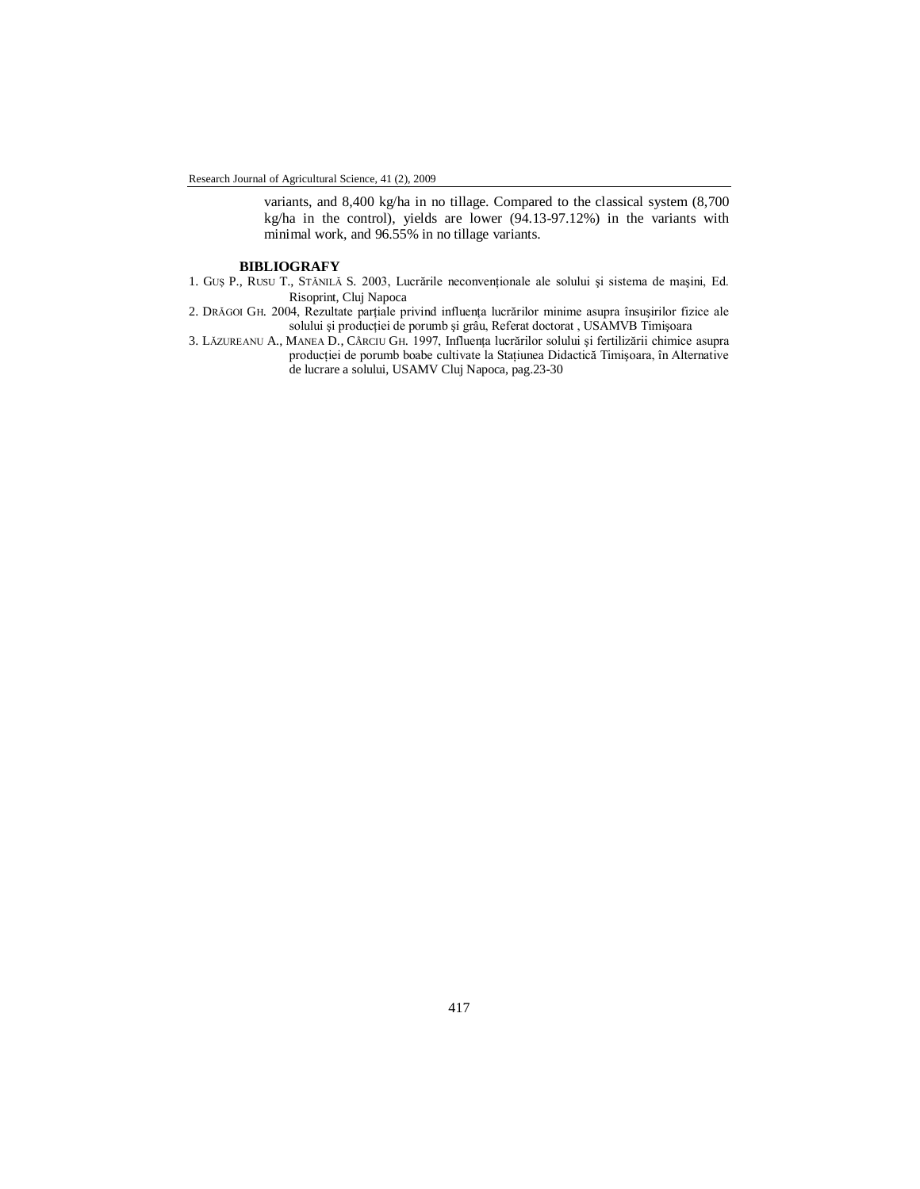variants, and 8,400 kg/ha in no tillage. Compared to the classical system (8,700 kg/ha in the control), yields are lower (94.13-97.12%) in the variants with minimal work, and 96.55% in no tillage variants.

## BIBLIOGRAFY

1. GUȘ P., RUSU T., STĂNILĂ S. 2003, Lucrările neconvenționale ale solului şi sistema de maşini, Ed. Risoprint, Cluj Napoca
2. DRĂGOI GH. 2004, Rezultate parțiale privind influența lucrărilor minime asupra însuşirilor fizice ale solului şi producției de porumb şi grâu, Referat doctorat , USAMVB Timişoara
3. LĂZUREANU A., MANEA D., CÂRCIU GH. 1997, Influența lucrărilor solului şi fertilizării chimice asupra producției de porumb boabe cultivate la Stațiunea Didactică Timişoara, în Alternative de lucrare a solului, USAMV Cluj Napoca, pag.23-30